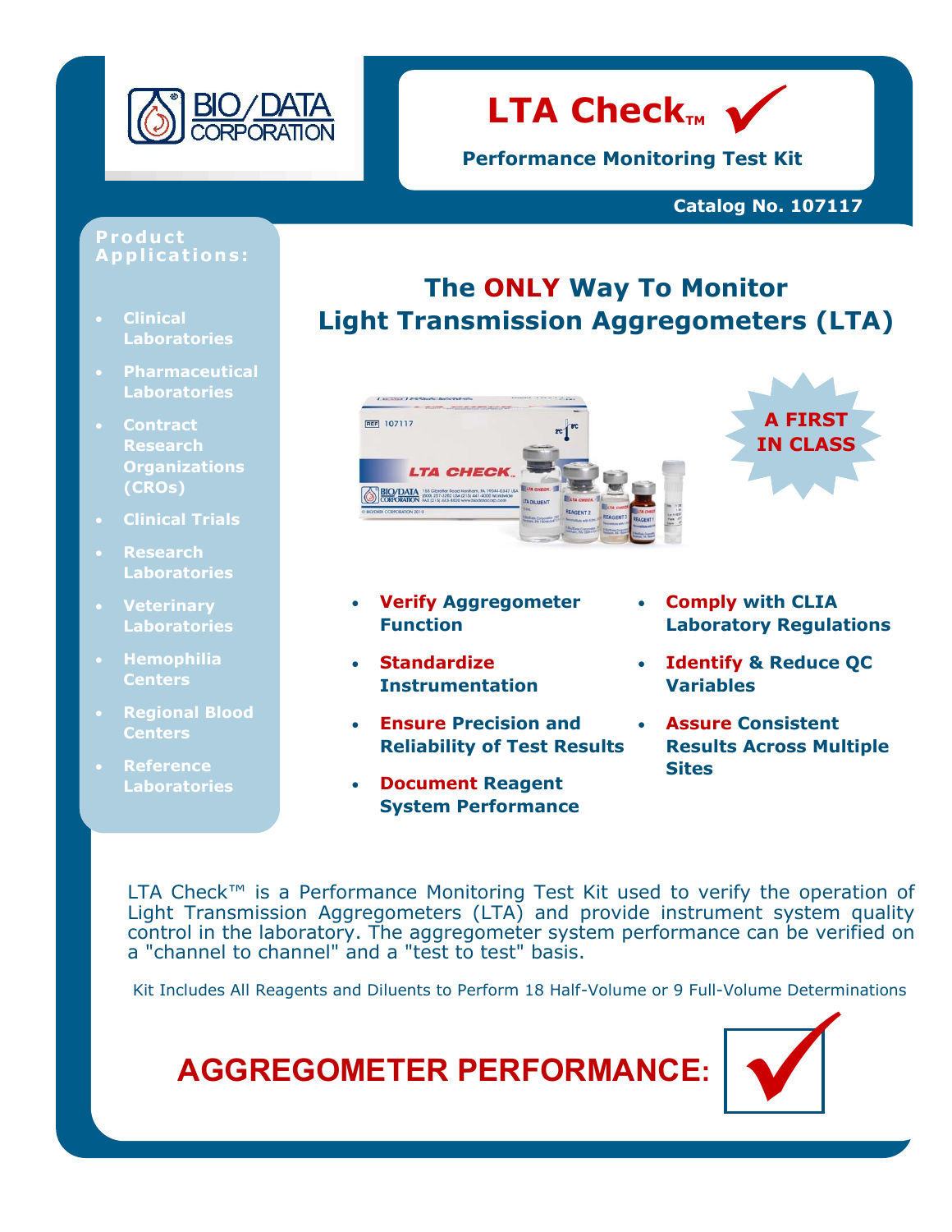BIO/DATA CORPORATION

# LTA Check™

**Performance Monitoring Test Kit**

**Catalog No. 107117**

**Product Applications:**

- Clinical Laboratories
- Pharmaceutical Laboratories
- Contract Research Organizations (CROs)
- Clinical Trials
- Research Laboratories
- Veterinary Laboratories
- Hemophilia Centers
- Regional Blood Centers
- Reference Laboratories

## The ONLY Way To Monitor Light Transmission Aggregometers (LTA)

**A FIRST IN CLASS**

- **Verify Aggregometer Function**
- **Standardize Instrumentation**
- **Ensure Precision and Reliability of Test Results**
- **Document Reagent System Performance**
- **Comply with CLIA Laboratory Regulations**
- **Identify & Reduce QC Variables**
- **Assure Consistent Results Across Multiple Sites**

LTA Check™ is a Performance Monitoring Test Kit used to verify the operation of Light Transmission Aggregometers (LTA) and provide instrument system quality control in the laboratory. The aggregometer system performance can be verified on a "channel to channel" and a "test to test" basis.

Kit Includes All Reagents and Diluents to Perform 18 Half-Volume or 9 Full-Volume Determinations

## AGGREGOMETER PERFORMANCE: ✓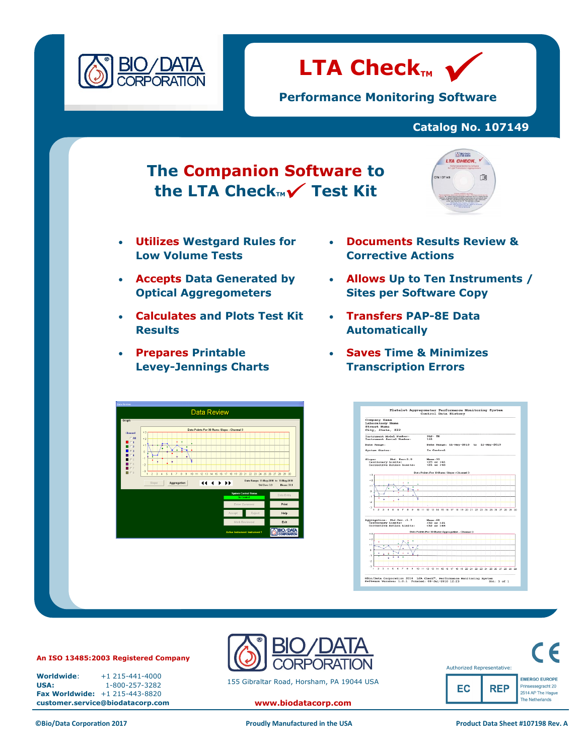# LTA Check™ ✓

## Performance Monitoring Software

**Catalog No. 107149**

## The Companion Software to the LTA Check™ ✓ Test Kit

- **Utilizes Westgard Rules for Low Volume Tests**
- **Accepts Data Generated by Optical Aggregometers**
- **Calculates and Plots Test Kit Results**
- **Prepares Printable Levey-Jennings Charts**
- **Documents Results Review & Corrective Actions**
- **Allows Up to Ten Instruments / Sites per Software Copy**
- **Transfers PAP-8E Data Automatically**
- **Saves Time & Minimizes Transcription Errors**

**An ISO 13485:2003 Registered Company**

**Worldwide:** +1 215-441-4000
**USA:** 1-800-257-3282
**Fax Worldwide:** +1 215-443-8820
**customer.service@biodatacorp.com**

BIO/DATA CORPORATION
155 Gibraltar Road, Horsham, PA 19044 USA
**www.biodatacorp.com**

Authorized Representative:
EC REP
EMERGO EUROPE
Prinsessegracht 20
2514 AP The Hague
The Netherlands

**©Bio/Data Corporation 2017** **Proudly Manufactured in the USA** **Product Data Sheet #107198 Rev. A**